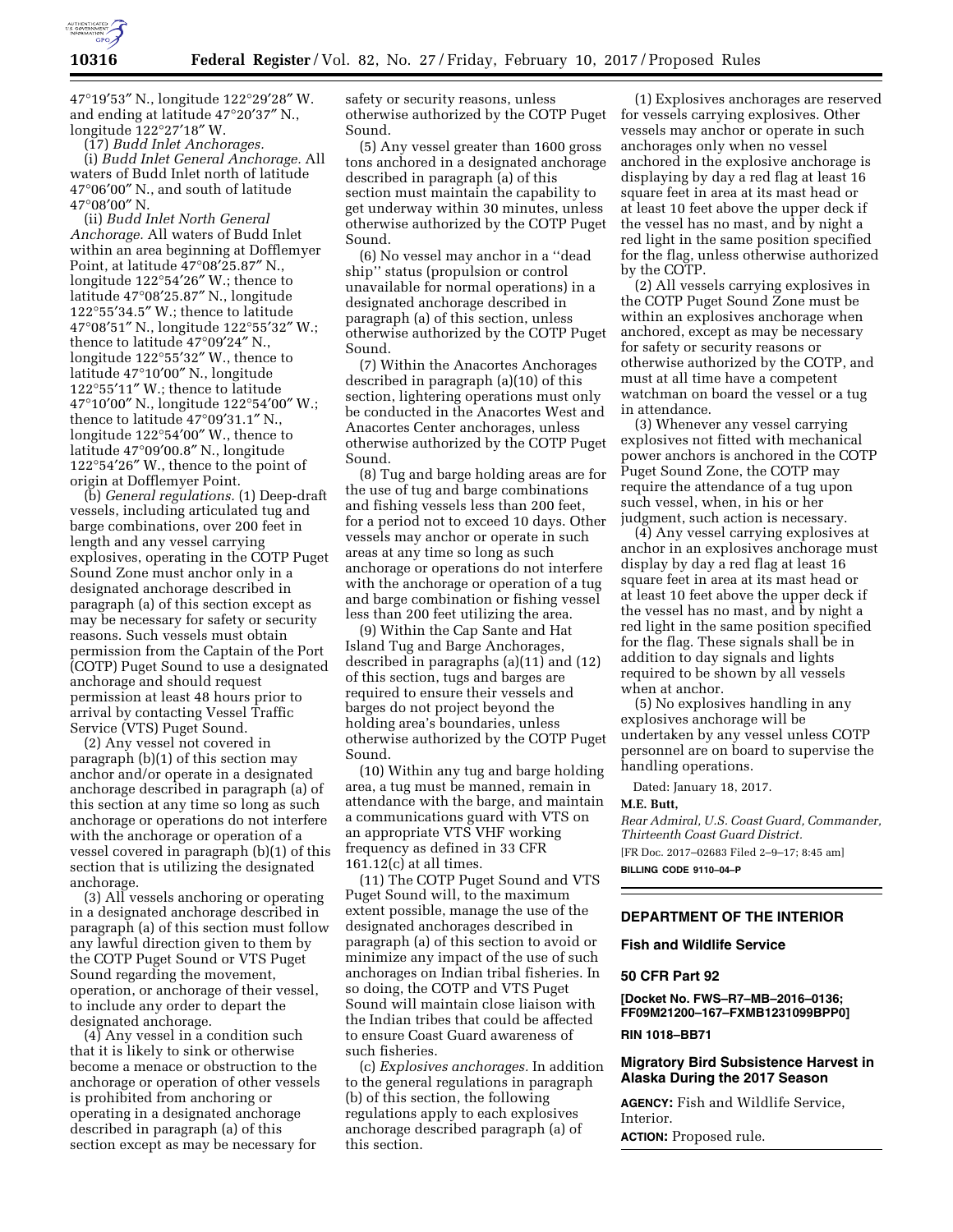47°19′53″ N., longitude 122°29′28″ W. and ending at latitude 47°20′37″ N., longitude 122°27′18″ W.

(17) *Budd Inlet Anchorages.*

(i) *Budd Inlet General Anchorage.* All waters of Budd Inlet north of latitude 47°06′00″ N., and south of latitude 47°08′00″ N.

(ii) *Budd Inlet North General Anchorage.* All waters of Budd Inlet within an area beginning at Dofflemyer Point, at latitude 47°08′25.87″ N., longitude 122°54′26″ W.; thence to latitude 47°08′25.87″ N., longitude 122°55′34.5″ W.; thence to latitude 47°08′51″ N., longitude 122°55′32″ W.; thence to latitude 47°09′24″ N., longitude 122°55′32″ W., thence to latitude 47°10′00″ N., longitude 122°55′11″ W.; thence to latitude 47°10′00″ N., longitude 122°54′00″ W.; thence to latitude 47°09′31.1″ N., longitude 122°54′00″ W., thence to latitude 47°09′00.8″ N., longitude 122°54′26″ W., thence to the point of origin at Dofflemyer Point.

(b) *General regulations.* (1) Deep-draft vessels, including articulated tug and barge combinations, over 200 feet in length and any vessel carrying explosives, operating in the COTP Puget Sound Zone must anchor only in a designated anchorage described in paragraph (a) of this section except as may be necessary for safety or security reasons. Such vessels must obtain permission from the Captain of the Port (COTP) Puget Sound to use a designated anchorage and should request permission at least 48 hours prior to arrival by contacting Vessel Traffic Service (VTS) Puget Sound.

(2) Any vessel not covered in paragraph (b)(1) of this section may anchor and/or operate in a designated anchorage described in paragraph (a) of this section at any time so long as such anchorage or operations do not interfere with the anchorage or operation of a vessel covered in paragraph (b)(1) of this section that is utilizing the designated anchorage.

(3) All vessels anchoring or operating in a designated anchorage described in paragraph (a) of this section must follow any lawful direction given to them by the COTP Puget Sound or VTS Puget Sound regarding the movement, operation, or anchorage of their vessel, to include any order to depart the designated anchorage.

(4) Any vessel in a condition such that it is likely to sink or otherwise become a menace or obstruction to the anchorage or operation of other vessels is prohibited from anchoring or operating in a designated anchorage described in paragraph (a) of this section except as may be necessary for safety or security reasons, unless otherwise authorized by the COTP Puget Sound.

(5) Any vessel greater than 1600 gross tons anchored in a designated anchorage described in paragraph (a) of this section must maintain the capability to get underway within 30 minutes, unless otherwise authorized by the COTP Puget Sound.

(6) No vessel may anchor in a ''dead ship'' status (propulsion or control unavailable for normal operations) in a designated anchorage described in paragraph (a) of this section, unless otherwise authorized by the COTP Puget Sound.

(7) Within the Anacortes Anchorages described in paragraph (a)(10) of this section, lightering operations must only be conducted in the Anacortes West and Anacortes Center anchorages, unless otherwise authorized by the COTP Puget Sound.

(8) Tug and barge holding areas are for the use of tug and barge combinations and fishing vessels less than 200 feet, for a period not to exceed 10 days. Other vessels may anchor or operate in such areas at any time so long as such anchorage or operations do not interfere with the anchorage or operation of a tug and barge combination or fishing vessel less than 200 feet utilizing the area.

(9) Within the Cap Sante and Hat Island Tug and Barge Anchorages, described in paragraphs (a)(11) and (12) of this section, tugs and barges are required to ensure their vessels and barges do not project beyond the holding area's boundaries, unless otherwise authorized by the COTP Puget Sound.

(10) Within any tug and barge holding area, a tug must be manned, remain in attendance with the barge, and maintain a communications guard with VTS on an appropriate VTS VHF working frequency as defined in 33 CFR 161.12(c) at all times.

(11) The COTP Puget Sound and VTS Puget Sound will, to the maximum extent possible, manage the use of the designated anchorages described in paragraph (a) of this section to avoid or minimize any impact of the use of such anchorages on Indian tribal fisheries. In so doing, the COTP and VTS Puget Sound will maintain close liaison with the Indian tribes that could be affected to ensure Coast Guard awareness of such fisheries.

(c) *Explosives anchorages.* In addition to the general regulations in paragraph (b) of this section, the following regulations apply to each explosives anchorage described paragraph (a) of this section.

(1) Explosives anchorages are reserved for vessels carrying explosives. Other vessels may anchor or operate in such anchorages only when no vessel anchored in the explosive anchorage is displaying by day a red flag at least 16 square feet in area at its mast head or at least 10 feet above the upper deck if the vessel has no mast, and by night a red light in the same position specified for the flag, unless otherwise authorized by the COTP.

(2) All vessels carrying explosives in the COTP Puget Sound Zone must be within an explosives anchorage when anchored, except as may be necessary for safety or security reasons or otherwise authorized by the COTP, and must at all time have a competent watchman on board the vessel or a tug in attendance.

(3) Whenever any vessel carrying explosives not fitted with mechanical power anchors is anchored in the COTP Puget Sound Zone, the COTP may require the attendance of a tug upon such vessel, when, in his or her judgment, such action is necessary.

(4) Any vessel carrying explosives at anchor in an explosives anchorage must display by day a red flag at least 16 square feet in area at its mast head or at least 10 feet above the upper deck if the vessel has no mast, and by night a red light in the same position specified for the flag. These signals shall be in addition to day signals and lights required to be shown by all vessels when at anchor.

(5) No explosives handling in any explosives anchorage will be undertaken by any vessel unless COTP personnel are on board to supervise the handling operations.

Dated: January 18, 2017.

**M.E. Butt,**

*Rear Admiral, U.S. Coast Guard, Commander, Thirteenth Coast Guard District.*

[FR Doc. 2017–02683 Filed 2–9–17; 8:45 am]

**BILLING CODE 9110–04–P**

---

## DEPARTMENT OF THE INTERIOR

### Fish and Wildlife Service

### 50 CFR Part 92

**[Docket No. FWS–R7–MB–2016–0136; FF09M21200–167–FXMB1231099BPP0]**

**RIN 1018–BB71**

### Migratory Bird Subsistence Harvest in Alaska During the 2017 Season

**AGENCY:** Fish and Wildlife Service, Interior.

**ACTION:** Proposed rule.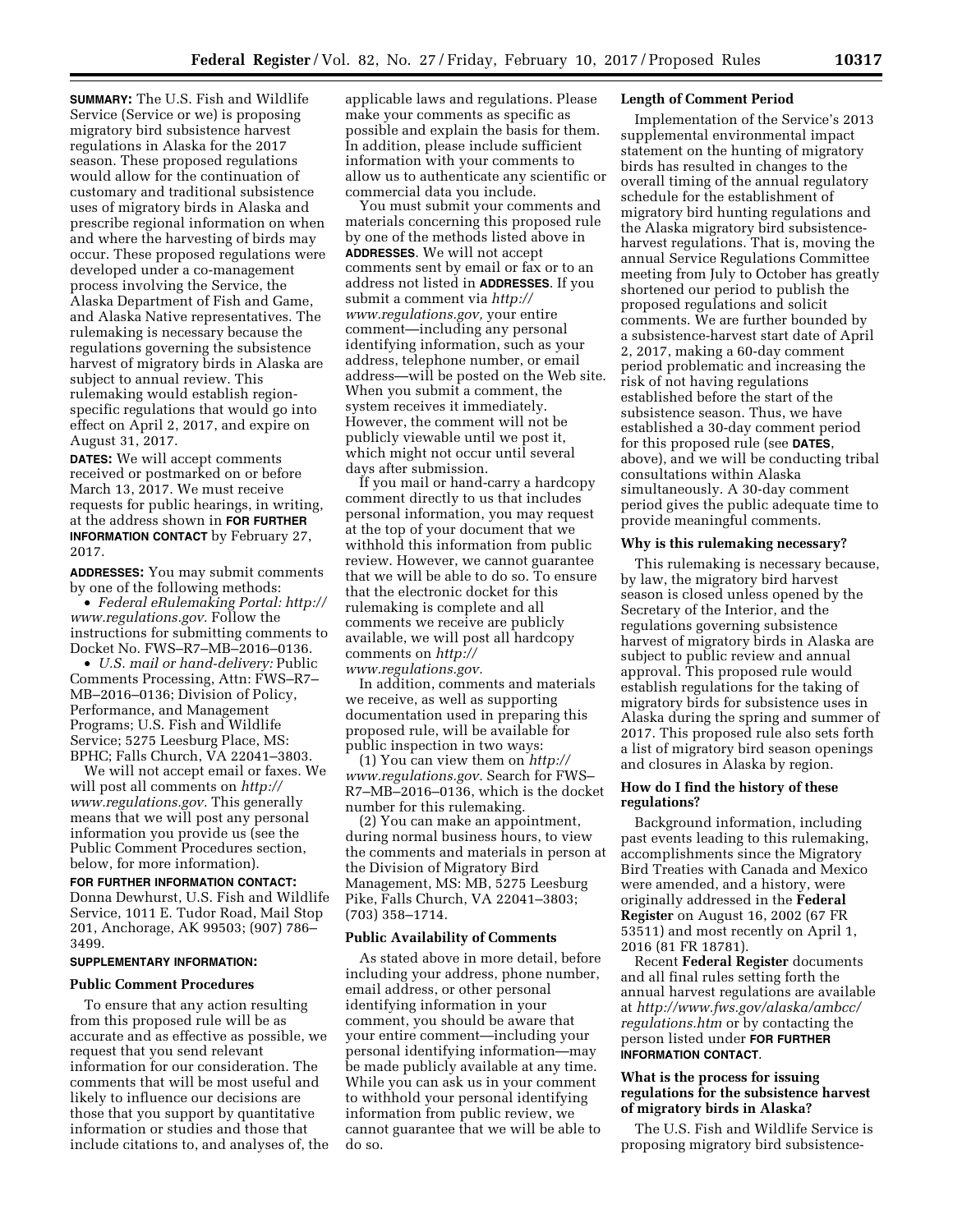**SUMMARY:** The U.S. Fish and Wildlife Service (Service or we) is proposing migratory bird subsistence harvest regulations in Alaska for the 2017 season. These proposed regulations would allow for the continuation of customary and traditional subsistence uses of migratory birds in Alaska and prescribe regional information on when and where the harvesting of birds may occur. These proposed regulations were developed under a co-management process involving the Service, the Alaska Department of Fish and Game, and Alaska Native representatives. The rulemaking is necessary because the regulations governing the subsistence harvest of migratory birds in Alaska are subject to annual review. This rulemaking would establish region-specific regulations that would go into effect on April 2, 2017, and expire on August 31, 2017.

**DATES:** We will accept comments received or postmarked on or before March 13, 2017. We must receive requests for public hearings, in writing, at the address shown in **FOR FURTHER INFORMATION CONTACT** by February 27, 2017.

**ADDRESSES:** You may submit comments by one of the following methods:

- *Federal eRulemaking Portal: http://www.regulations.gov.* Follow the instructions for submitting comments to Docket No. FWS–R7–MB–2016–0136.
- *U.S. mail or hand-delivery:* Public Comments Processing, Attn: FWS–R7–MB–2016–0136; Division of Policy, Performance, and Management Programs; U.S. Fish and Wildlife Service; 5275 Leesburg Place, MS: BPHC; Falls Church, VA 22041–3803.

We will not accept email or faxes. We will post all comments on *http://www.regulations.gov.* This generally means that we will post any personal information you provide us (see the Public Comment Procedures section, below, for more information).

**FOR FURTHER INFORMATION CONTACT:** Donna Dewhurst, U.S. Fish and Wildlife Service, 1011 E. Tudor Road, Mail Stop 201, Anchorage, AK 99503; (907) 786–3499.

**SUPPLEMENTARY INFORMATION:**

## Public Comment Procedures

To ensure that any action resulting from this proposed rule will be as accurate and as effective as possible, we request that you send relevant information for our consideration. The comments that will be most useful and likely to influence our decisions are those that you support by quantitative information or studies and those that include citations to, and analyses of, the applicable laws and regulations. Please make your comments as specific as possible and explain the basis for them. In addition, please include sufficient information with your comments to allow us to authenticate any scientific or commercial data you include.

You must submit your comments and materials concerning this proposed rule by one of the methods listed above in **ADDRESSES**. We will not accept comments sent by email or fax or to an address not listed in **ADDRESSES**. If you submit a comment via *http://www.regulations.gov,* your entire comment—including any personal identifying information, such as your address, telephone number, or email address—will be posted on the Web site. When you submit a comment, the system receives it immediately. However, the comment will not be publicly viewable until we post it, which might not occur until several days after submission.

If you mail or hand-carry a hardcopy comment directly to us that includes personal information, you may request at the top of your document that we withhold this information from public review. However, we cannot guarantee that we will be able to do so. To ensure that the electronic docket for this rulemaking is complete and all comments we receive are publicly available, we will post all hardcopy comments on *http://www.regulations.gov.*

In addition, comments and materials we receive, as well as supporting documentation used in preparing this proposed rule, will be available for public inspection in two ways:

(1) You can view them on *http://www.regulations.gov.* Search for FWS–R7–MB–2016–0136, which is the docket number for this rulemaking.

(2) You can make an appointment, during normal business hours, to view the comments and materials in person at the Division of Migratory Bird Management, MS: MB, 5275 Leesburg Pike, Falls Church, VA 22041–3803; (703) 358–1714.

## Public Availability of Comments

As stated above in more detail, before including your address, phone number, email address, or other personal identifying information in your comment, you should be aware that your entire comment—including your personal identifying information—may be made publicly available at any time. While you can ask us in your comment to withhold your personal identifying information from public review, we cannot guarantee that we will be able to do so.

## Length of Comment Period

Implementation of the Service's 2013 supplemental environmental impact statement on the hunting of migratory birds has resulted in changes to the overall timing of the annual regulatory schedule for the establishment of migratory bird hunting regulations and the Alaska migratory bird subsistence-harvest regulations. That is, moving the annual Service Regulations Committee meeting from July to October has greatly shortened our period to publish the proposed regulations and solicit comments. We are further bounded by a subsistence-harvest start date of April 2, 2017, making a 60-day comment period problematic and increasing the risk of not having regulations established before the start of the subsistence season. Thus, we have established a 30-day comment period for this proposed rule (see **DATES**, above), and we will be conducting tribal consultations within Alaska simultaneously. A 30-day comment period gives the public adequate time to provide meaningful comments.

## Why is this rulemaking necessary?

This rulemaking is necessary because, by law, the migratory bird harvest season is closed unless opened by the Secretary of the Interior, and the regulations governing subsistence harvest of migratory birds in Alaska are subject to public review and annual approval. This proposed rule would establish regulations for the taking of migratory birds for subsistence uses in Alaska during the spring and summer of 2017. This proposed rule also sets forth a list of migratory bird season openings and closures in Alaska by region.

## How do I find the history of these regulations?

Background information, including past events leading to this rulemaking, accomplishments since the Migratory Bird Treaties with Canada and Mexico were amended, and a history, were originally addressed in the **Federal Register** on August 16, 2002 (67 FR 53511) and most recently on April 1, 2016 (81 FR 18781).

Recent **Federal Register** documents and all final rules setting forth the annual harvest regulations are available at *http://www.fws.gov/alaska/ambcc/regulations.htm* or by contacting the person listed under **FOR FURTHER INFORMATION CONTACT**.

## What is the process for issuing regulations for the subsistence harvest of migratory birds in Alaska?

The U.S. Fish and Wildlife Service is proposing migratory bird subsistence-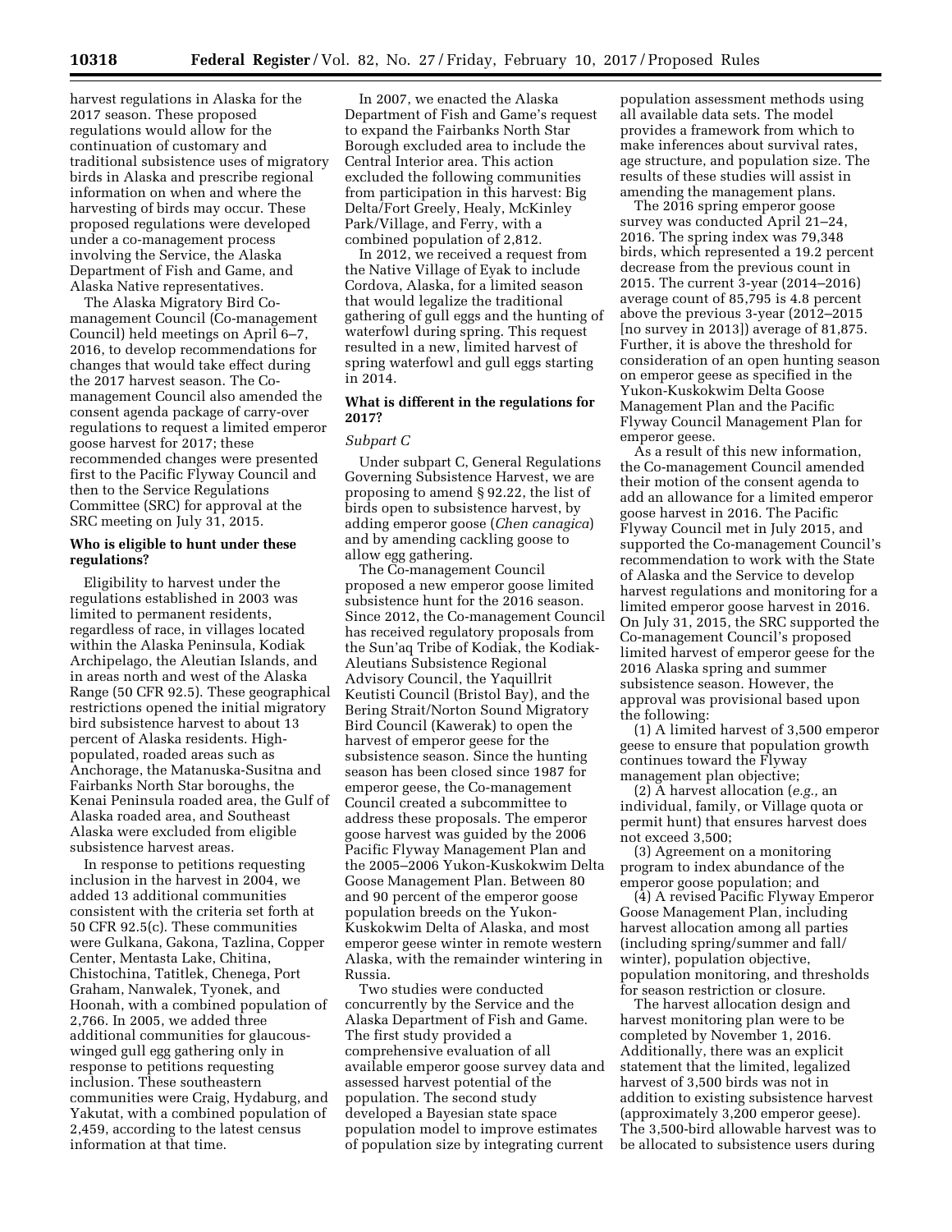harvest regulations in Alaska for the 2017 season. These proposed regulations would allow for the continuation of customary and traditional subsistence uses of migratory birds in Alaska and prescribe regional information on when and where the harvesting of birds may occur. These proposed regulations were developed under a co-management process involving the Service, the Alaska Department of Fish and Game, and Alaska Native representatives.

The Alaska Migratory Bird Co-management Council (Co-management Council) held meetings on April 6–7, 2016, to develop recommendations for changes that would take effect during the 2017 harvest season. The Co-management Council also amended the consent agenda package of carry-over regulations to request a limited emperor goose harvest for 2017; these recommended changes were presented first to the Pacific Flyway Council and then to the Service Regulations Committee (SRC) for approval at the SRC meeting on July 31, 2015.

**Who is eligible to hunt under these regulations?**

Eligibility to harvest under the regulations established in 2003 was limited to permanent residents, regardless of race, in villages located within the Alaska Peninsula, Kodiak Archipelago, the Aleutian Islands, and in areas north and west of the Alaska Range (50 CFR 92.5). These geographical restrictions opened the initial migratory bird subsistence harvest to about 13 percent of Alaska residents. High-populated, roaded areas such as Anchorage, the Matanuska-Susitna and Fairbanks North Star boroughs, the Kenai Peninsula roaded area, the Gulf of Alaska roaded area, and Southeast Alaska were excluded from eligible subsistence harvest areas.

In response to petitions requesting inclusion in the harvest in 2004, we added 13 additional communities consistent with the criteria set forth at 50 CFR 92.5(c). These communities were Gulkana, Gakona, Tazlina, Copper Center, Mentasta Lake, Chitina, Chistochina, Tatitlek, Chenega, Port Graham, Nanwalek, Tyonek, and Hoonah, with a combined population of 2,766. In 2005, we added three additional communities for glaucous-winged gull egg gathering only in response to petitions requesting inclusion. These southeastern communities were Craig, Hydaburg, and Yakutat, with a combined population of 2,459, according to the latest census information at that time.

In 2007, we enacted the Alaska Department of Fish and Game's request to expand the Fairbanks North Star Borough excluded area to include the Central Interior area. This action excluded the following communities from participation in this harvest: Big Delta/Fort Greely, Healy, McKinley Park/Village, and Ferry, with a combined population of 2,812.

In 2012, we received a request from the Native Village of Eyak to include Cordova, Alaska, for a limited season that would legalize the traditional gathering of gull eggs and the hunting of waterfowl during spring. This request resulted in a new, limited harvest of spring waterfowl and gull eggs starting in 2014.

**What is different in the regulations for 2017?**

*Subpart C*

Under subpart C, General Regulations Governing Subsistence Harvest, we are proposing to amend § 92.22, the list of birds open to subsistence harvest, by adding emperor goose (*Chen canagica*) and by amending cackling goose to allow egg gathering.

The Co-management Council proposed a new emperor goose limited subsistence hunt for the 2016 season. Since 2012, the Co-management Council has received regulatory proposals from the Sun'aq Tribe of Kodiak, the Kodiak-Aleutians Subsistence Regional Advisory Council, the Yaquillrit Keutisti Council (Bristol Bay), and the Bering Strait/Norton Sound Migratory Bird Council (Kawerak) to open the harvest of emperor geese for the subsistence season. Since the hunting season has been closed since 1987 for emperor geese, the Co-management Council created a subcommittee to address these proposals. The emperor goose harvest was guided by the 2006 Pacific Flyway Management Plan and the 2005–2006 Yukon-Kuskokwim Delta Goose Management Plan. Between 80 and 90 percent of the emperor goose population breeds on the Yukon-Kuskokwim Delta of Alaska, and most emperor geese winter in remote western Alaska, with the remainder wintering in Russia.

Two studies were conducted concurrently by the Service and the Alaska Department of Fish and Game. The first study provided a comprehensive evaluation of all available emperor goose survey data and assessed harvest potential of the population. The second study developed a Bayesian state space population model to improve estimates of population size by integrating current population assessment methods using all available data sets. The model provides a framework from which to make inferences about survival rates, age structure, and population size. The results of these studies will assist in amending the management plans.

The 2016 spring emperor goose survey was conducted April 21–24, 2016. The spring index was 79,348 birds, which represented a 19.2 percent decrease from the previous count in 2015. The current 3-year (2014–2016) average count of 85,795 is 4.8 percent above the previous 3-year (2012–2015 [no survey in 2013]) average of 81,875. Further, it is above the threshold for consideration of an open hunting season on emperor geese as specified in the Yukon-Kuskokwim Delta Goose Management Plan and the Pacific Flyway Council Management Plan for emperor geese.

As a result of this new information, the Co-management Council amended their motion of the consent agenda to add an allowance for a limited emperor goose harvest in 2016. The Pacific Flyway Council met in July 2015, and supported the Co-management Council's recommendation to work with the State of Alaska and the Service to develop harvest regulations and monitoring for a limited emperor goose harvest in 2016. On July 31, 2015, the SRC supported the Co-management Council's proposed limited harvest of emperor geese for the 2016 Alaska spring and summer subsistence season. However, the approval was provisional based upon the following:

(1) A limited harvest of 3,500 emperor geese to ensure that population growth continues toward the Flyway management plan objective;

(2) A harvest allocation (*e.g.,* an individual, family, or Village quota or permit hunt) that ensures harvest does not exceed 3,500;

(3) Agreement on a monitoring program to index abundance of the emperor goose population; and

(4) A revised Pacific Flyway Emperor Goose Management Plan, including harvest allocation among all parties (including spring/summer and fall/winter), population objective, population monitoring, and thresholds for season restriction or closure.

The harvest allocation design and harvest monitoring plan were to be completed by November 1, 2016. Additionally, there was an explicit statement that the limited, legalized harvest of 3,500 birds was not in addition to existing subsistence harvest (approximately 3,200 emperor geese). The 3,500-bird allowable harvest was to be allocated to subsistence users during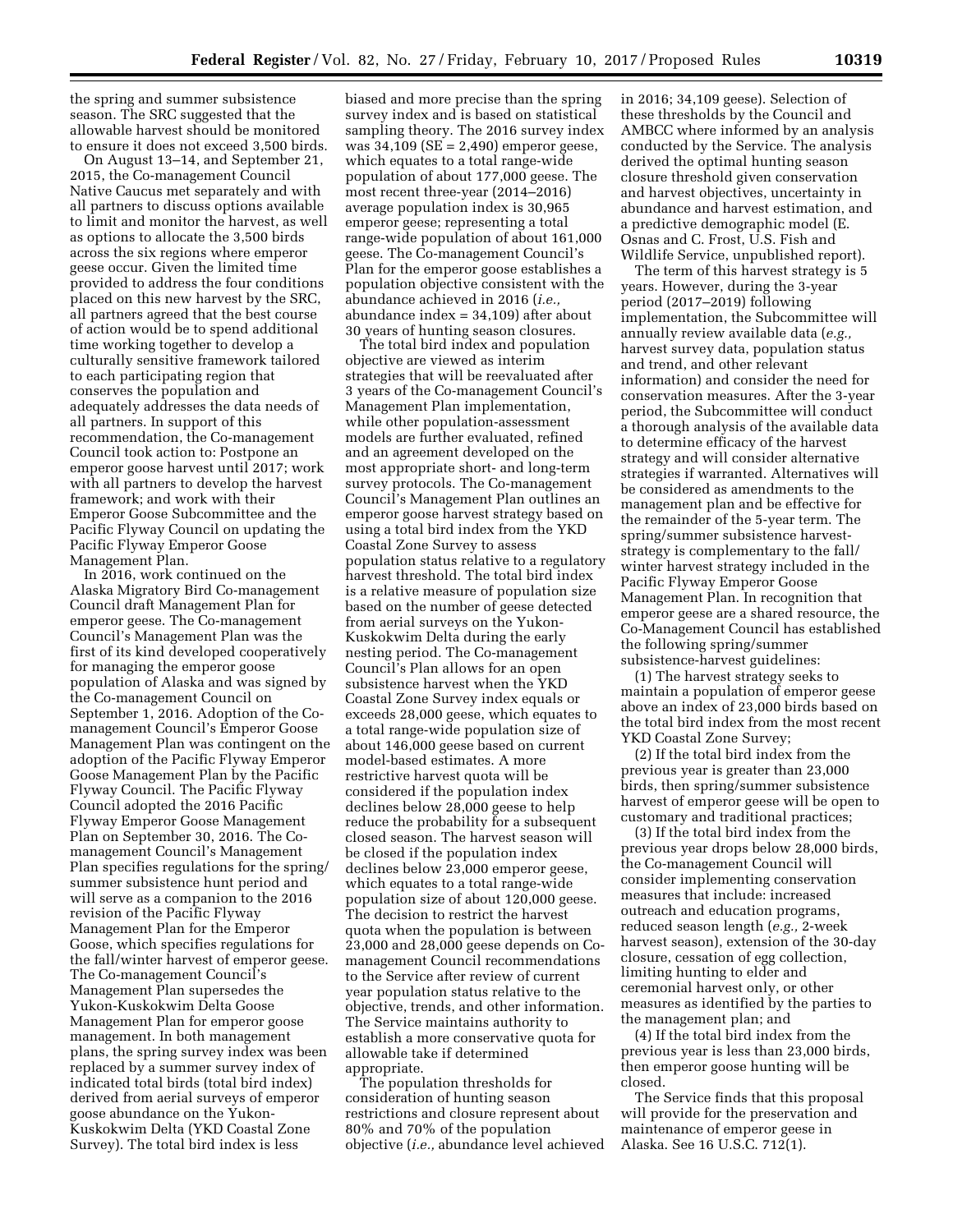the spring and summer subsistence season. The SRC suggested that the allowable harvest should be monitored to ensure it does not exceed 3,500 birds.

On August 13–14, and September 21, 2015, the Co-management Council Native Caucus met separately and with all partners to discuss options available to limit and monitor the harvest, as well as options to allocate the 3,500 birds across the six regions where emperor geese occur. Given the limited time provided to address the four conditions placed on this new harvest by the SRC, all partners agreed that the best course of action would be to spend additional time working together to develop a culturally sensitive framework tailored to each participating region that conserves the population and adequately addresses the data needs of all partners. In support of this recommendation, the Co-management Council took action to: Postpone an emperor goose harvest until 2017; work with all partners to develop the harvest framework; and work with their Emperor Goose Subcommittee and the Pacific Flyway Council on updating the Pacific Flyway Emperor Goose Management Plan.

In 2016, work continued on the Alaska Migratory Bird Co-management Council draft Management Plan for emperor geese. The Co-management Council's Management Plan was the first of its kind developed cooperatively for managing the emperor goose population of Alaska and was signed by the Co-management Council on September 1, 2016. Adoption of the Co-management Council's Emperor Goose Management Plan was contingent on the adoption of the Pacific Flyway Emperor Goose Management Plan by the Pacific Flyway Council. The Pacific Flyway Council adopted the 2016 Pacific Flyway Emperor Goose Management Plan on September 30, 2016. The Co-management Council's Management Plan specifies regulations for the spring/summer subsistence hunt period and will serve as a companion to the 2016 revision of the Pacific Flyway Management Plan for the Emperor Goose, which specifies regulations for the fall/winter harvest of emperor geese. The Co-management Council's Management Plan supersedes the Yukon-Kuskokwim Delta Goose Management Plan for emperor goose management. In both management plans, the spring survey index was been replaced by a summer survey index of indicated total birds (total bird index) derived from aerial surveys of emperor goose abundance on the Yukon-Kuskokwim Delta (YKD Coastal Zone Survey). The total bird index is less biased and more precise than the spring survey index and is based on statistical sampling theory. The 2016 survey index was 34,109 (SE = 2,490) emperor geese, which equates to a total range-wide population of about 177,000 geese. The most recent three-year (2014–2016) average population index is 30,965 emperor geese; representing a total range-wide population of about 161,000 geese. The Co-management Council's Plan for the emperor goose establishes a population objective consistent with the abundance achieved in 2016 (*i.e.,* abundance index = 34,109) after about 30 years of hunting season closures.

The total bird index and population objective are viewed as interim strategies that will be reevaluated after 3 years of the Co-management Council's Management Plan implementation, while other population-assessment models are further evaluated, refined and an agreement developed on the most appropriate short- and long-term survey protocols. The Co-management Council's Management Plan outlines an emperor goose harvest strategy based on using a total bird index from the YKD Coastal Zone Survey to assess population status relative to a regulatory harvest threshold. The total bird index is a relative measure of population size based on the number of geese detected from aerial surveys on the Yukon-Kuskokwim Delta during the early nesting period. The Co-management Council's Plan allows for an open subsistence harvest when the YKD Coastal Zone Survey index equals or exceeds 28,000 geese, which equates to a total range-wide population size of about 146,000 geese based on current model-based estimates. A more restrictive harvest quota will be considered if the population index declines below 28,000 geese to help reduce the probability for a subsequent closed season. The harvest season will be closed if the population index declines below 23,000 emperor geese, which equates to a total range-wide population size of about 120,000 geese. The decision to restrict the harvest quota when the population is between 23,000 and 28,000 geese depends on Co-management Council recommendations to the Service after review of current year population status relative to the objective, trends, and other information. The Service maintains authority to establish a more conservative quota for allowable take if determined appropriate.

The population thresholds for consideration of hunting season restrictions and closure represent about 80% and 70% of the population objective (*i.e.,* abundance level achieved in 2016; 34,109 geese). Selection of these thresholds by the Council and AMBCC where informed by an analysis conducted by the Service. The analysis derived the optimal hunting season closure threshold given conservation and harvest objectives, uncertainty in abundance and harvest estimation, and a predictive demographic model (E. Osnas and C. Frost, U.S. Fish and Wildlife Service, unpublished report).

The term of this harvest strategy is 5 years. However, during the 3-year period (2017–2019) following implementation, the Subcommittee will annually review available data (*e.g.,* harvest survey data, population status and trend, and other relevant information) and consider the need for conservation measures. After the 3-year period, the Subcommittee will conduct a thorough analysis of the available data to determine efficacy of the harvest strategy and will consider alternative strategies if warranted. Alternatives will be considered as amendments to the management plan and be effective for the remainder of the 5-year term. The spring/summer subsistence harvest-strategy is complementary to the fall/winter harvest strategy included in the Pacific Flyway Emperor Goose Management Plan. In recognition that emperor geese are a shared resource, the Co-Management Council has established the following spring/summer subsistence-harvest guidelines:

(1) The harvest strategy seeks to maintain a population of emperor geese above an index of 23,000 birds based on the total bird index from the most recent YKD Coastal Zone Survey;

(2) If the total bird index from the previous year is greater than 23,000 birds, then spring/summer subsistence harvest of emperor geese will be open to customary and traditional practices;

(3) If the total bird index from the previous year drops below 28,000 birds, the Co-management Council will consider implementing conservation measures that include: increased outreach and education programs, reduced season length (*e.g.,* 2-week harvest season), extension of the 30-day closure, cessation of egg collection, limiting hunting to elder and ceremonial harvest only, or other measures as identified by the parties to the management plan; and

(4) If the total bird index from the previous year is less than 23,000 birds, then emperor goose hunting will be closed.

The Service finds that this proposal will provide for the preservation and maintenance of emperor geese in Alaska. See 16 U.S.C. 712(1).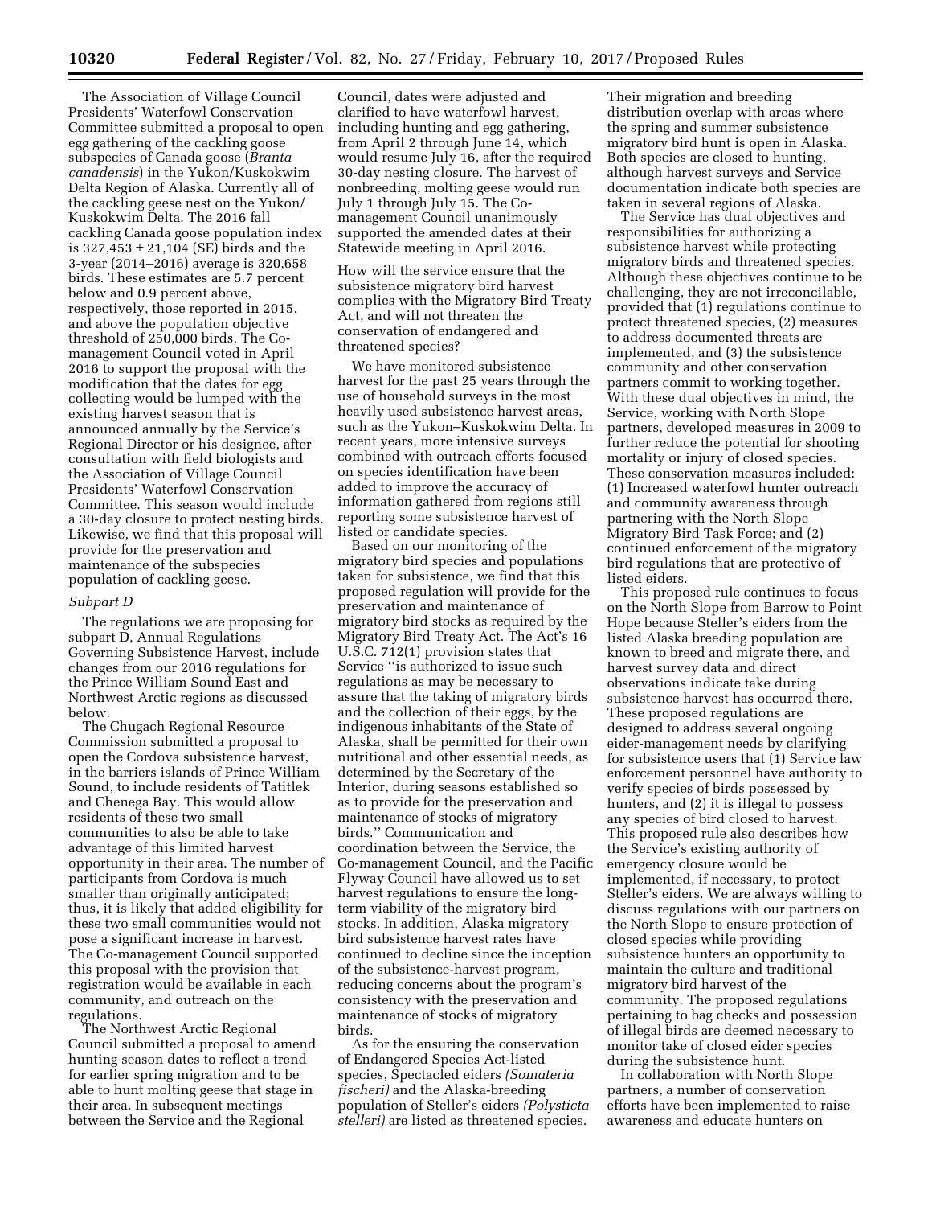The Association of Village Council Presidents' Waterfowl Conservation Committee submitted a proposal to open egg gathering of the cackling goose subspecies of Canada goose (*Branta canadensis*) in the Yukon/Kuskokwim Delta Region of Alaska. Currently all of the cackling geese nest on the Yukon/Kuskokwim Delta. The 2016 fall cackling Canada goose population index is 327,453 ± 21,104 (SE) birds and the 3-year (2014–2016) average is 320,658 birds. These estimates are 5.7 percent below and 0.9 percent above, respectively, those reported in 2015, and above the population objective threshold of 250,000 birds. The Co-management Council voted in April 2016 to support the proposal with the modification that the dates for egg collecting would be lumped with the existing harvest season that is announced annually by the Service's Regional Director or his designee, after consultation with field biologists and the Association of Village Council Presidents' Waterfowl Conservation Committee. This season would include a 30-day closure to protect nesting birds. Likewise, we find that this proposal will provide for the preservation and maintenance of the subspecies population of cackling geese.

### *Subpart D*

The regulations we are proposing for subpart D, Annual Regulations Governing Subsistence Harvest, include changes from our 2016 regulations for the Prince William Sound East and Northwest Arctic regions as discussed below.

The Chugach Regional Resource Commission submitted a proposal to open the Cordova subsistence harvest, in the barriers islands of Prince William Sound, to include residents of Tatitlek and Chenega Bay. This would allow residents of these two small communities to also be able to take advantage of this limited harvest opportunity in their area. The number of participants from Cordova is much smaller than originally anticipated; thus, it is likely that added eligibility for these two small communities would not pose a significant increase in harvest. The Co-management Council supported this proposal with the provision that registration would be available in each community, and outreach on the regulations.

The Northwest Arctic Regional Council submitted a proposal to amend hunting season dates to reflect a trend for earlier spring migration and to be able to hunt molting geese that stage in their area. In subsequent meetings between the Service and the Regional Council, dates were adjusted and clarified to have waterfowl harvest, including hunting and egg gathering, from April 2 through June 14, which would resume July 16, after the required 30-day nesting closure. The harvest of nonbreeding, molting geese would run July 1 through July 15. The Co-management Council unanimously supported the amended dates at their Statewide meeting in April 2016.

How will the service ensure that the subsistence migratory bird harvest complies with the Migratory Bird Treaty Act, and will not threaten the conservation of endangered and threatened species?

We have monitored subsistence harvest for the past 25 years through the use of household surveys in the most heavily used subsistence harvest areas, such as the Yukon–Kuskokwim Delta. In recent years, more intensive surveys combined with outreach efforts focused on species identification have been added to improve the accuracy of information gathered from regions still reporting some subsistence harvest of listed or candidate species.

Based on our monitoring of the migratory bird species and populations taken for subsistence, we find that this proposed regulation will provide for the preservation and maintenance of migratory bird stocks as required by the Migratory Bird Treaty Act. The Act's 16 U.S.C. 712(1) provision states that Service "is authorized to issue such regulations as may be necessary to assure that the taking of migratory birds and the collection of their eggs, by the indigenous inhabitants of the State of Alaska, shall be permitted for their own nutritional and other essential needs, as determined by the Secretary of the Interior, during seasons established so as to provide for the preservation and maintenance of stocks of migratory birds." Communication and coordination between the Service, the Co-management Council, and the Pacific Flyway Council have allowed us to set harvest regulations to ensure the long-term viability of the migratory bird stocks. In addition, Alaska migratory bird subsistence harvest rates have continued to decline since the inception of the subsistence-harvest program, reducing concerns about the program's consistency with the preservation and maintenance of stocks of migratory birds.

As for the ensuring the conservation of Endangered Species Act-listed species, Spectacled eiders *(Somateria fischeri)* and the Alaska-breeding population of Steller's eiders *(Polysticta stelleri)* are listed as threatened species. Their migration and breeding distribution overlap with areas where the spring and summer subsistence migratory bird hunt is open in Alaska. Both species are closed to hunting, although harvest surveys and Service documentation indicate both species are taken in several regions of Alaska.

The Service has dual objectives and responsibilities for authorizing a subsistence harvest while protecting migratory birds and threatened species. Although these objectives continue to be challenging, they are not irreconcilable, provided that (1) regulations continue to protect threatened species, (2) measures to address documented threats are implemented, and (3) the subsistence community and other conservation partners commit to working together. With these dual objectives in mind, the Service, working with North Slope partners, developed measures in 2009 to further reduce the potential for shooting mortality or injury of closed species. These conservation measures included: (1) Increased waterfowl hunter outreach and community awareness through partnering with the North Slope Migratory Bird Task Force; and (2) continued enforcement of the migratory bird regulations that are protective of listed eiders.

This proposed rule continues to focus on the North Slope from Barrow to Point Hope because Steller's eiders from the listed Alaska breeding population are known to breed and migrate there, and harvest survey data and direct observations indicate take during subsistence harvest has occurred there. These proposed regulations are designed to address several ongoing eider-management needs by clarifying for subsistence users that (1) Service law enforcement personnel have authority to verify species of birds possessed by hunters, and (2) it is illegal to possess any species of bird closed to harvest. This proposed rule also describes how the Service's existing authority of emergency closure would be implemented, if necessary, to protect Steller's eiders. We are always willing to discuss regulations with our partners on the North Slope to ensure protection of closed species while providing subsistence hunters an opportunity to maintain the culture and traditional migratory bird harvest of the community. The proposed regulations pertaining to bag checks and possession of illegal birds are deemed necessary to monitor take of closed eider species during the subsistence hunt.

In collaboration with North Slope partners, a number of conservation efforts have been implemented to raise awareness and educate hunters on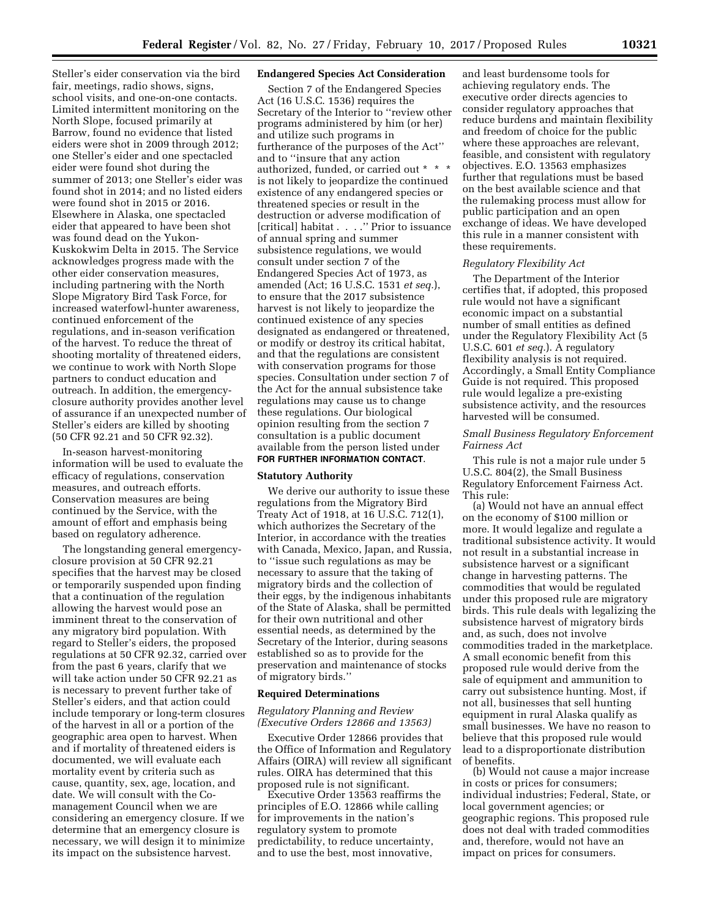Steller's eider conservation via the bird fair, meetings, radio shows, signs, school visits, and one-on-one contacts. Limited intermittent monitoring on the North Slope, focused primarily at Barrow, found no evidence that listed eiders were shot in 2009 through 2012; one Steller's eider and one spectacled eider were found shot during the summer of 2013; one Steller's eider was found shot in 2014; and no listed eiders were found shot in 2015 or 2016. Elsewhere in Alaska, one spectacled eider that appeared to have been shot was found dead on the Yukon-Kuskokwim Delta in 2015. The Service acknowledges progress made with the other eider conservation measures, including partnering with the North Slope Migratory Bird Task Force, for increased waterfowl-hunter awareness, continued enforcement of the regulations, and in-season verification of the harvest. To reduce the threat of shooting mortality of threatened eiders, we continue to work with North Slope partners to conduct education and outreach. In addition, the emergency-closure authority provides another level of assurance if an unexpected number of Steller's eiders are killed by shooting (50 CFR 92.21 and 50 CFR 92.32).

In-season harvest-monitoring information will be used to evaluate the efficacy of regulations, conservation measures, and outreach efforts. Conservation measures are being continued by the Service, with the amount of effort and emphasis being based on regulatory adherence.

The longstanding general emergency-closure provision at 50 CFR 92.21 specifies that the harvest may be closed or temporarily suspended upon finding that a continuation of the regulation allowing the harvest would pose an imminent threat to the conservation of any migratory bird population. With regard to Steller's eiders, the proposed regulations at 50 CFR 92.32, carried over from the past 6 years, clarify that we will take action under 50 CFR 92.21 as is necessary to prevent further take of Steller's eiders, and that action could include temporary or long-term closures of the harvest in all or a portion of the geographic area open to harvest. When and if mortality of threatened eiders is documented, we will evaluate each mortality event by criteria such as cause, quantity, sex, age, location, and date. We will consult with the Co-management Council when we are considering an emergency closure. If we determine that an emergency closure is necessary, we will design it to minimize its impact on the subsistence harvest.

## Endangered Species Act Consideration

Section 7 of the Endangered Species Act (16 U.S.C. 1536) requires the Secretary of the Interior to ''review other programs administered by him (or her) and utilize such programs in furtherance of the purposes of the Act'' and to ''insure that any action authorized, funded, or carried out * * * is not likely to jeopardize the continued existence of any endangered species or threatened species or result in the destruction or adverse modification of [critical] habitat . . . .'' Prior to issuance of annual spring and summer subsistence regulations, we would consult under section 7 of the Endangered Species Act of 1973, as amended (Act; 16 U.S.C. 1531 *et seq.*), to ensure that the 2017 subsistence harvest is not likely to jeopardize the continued existence of any species designated as endangered or threatened, or modify or destroy its critical habitat, and that the regulations are consistent with conservation programs for those species. Consultation under section 7 of the Act for the annual subsistence take regulations may cause us to change these regulations. Our biological opinion resulting from the section 7 consultation is a public document available from the person listed under **FOR FURTHER INFORMATION CONTACT**.

## Statutory Authority

We derive our authority to issue these regulations from the Migratory Bird Treaty Act of 1918, at 16 U.S.C. 712(1), which authorizes the Secretary of the Interior, in accordance with the treaties with Canada, Mexico, Japan, and Russia, to ''issue such regulations as may be necessary to assure that the taking of migratory birds and the collection of their eggs, by the indigenous inhabitants of the State of Alaska, shall be permitted for their own nutritional and other essential needs, as determined by the Secretary of the Interior, during seasons established so as to provide for the preservation and maintenance of stocks of migratory birds.''

## Required Determinations

### *Regulatory Planning and Review (Executive Orders 12866 and 13563)*

Executive Order 12866 provides that the Office of Information and Regulatory Affairs (OIRA) will review all significant rules. OIRA has determined that this proposed rule is not significant.

Executive Order 13563 reaffirms the principles of E.O. 12866 while calling for improvements in the nation's regulatory system to promote predictability, to reduce uncertainty, and to use the best, most innovative, and least burdensome tools for achieving regulatory ends. The executive order directs agencies to consider regulatory approaches that reduce burdens and maintain flexibility and freedom of choice for the public where these approaches are relevant, feasible, and consistent with regulatory objectives. E.O. 13563 emphasizes further that regulations must be based on the best available science and that the rulemaking process must allow for public participation and an open exchange of ideas. We have developed this rule in a manner consistent with these requirements.

### *Regulatory Flexibility Act*

The Department of the Interior certifies that, if adopted, this proposed rule would not have a significant economic impact on a substantial number of small entities as defined under the Regulatory Flexibility Act (5 U.S.C. 601 *et seq.*). A regulatory flexibility analysis is not required. Accordingly, a Small Entity Compliance Guide is not required. This proposed rule would legalize a pre-existing subsistence activity, and the resources harvested will be consumed.

### *Small Business Regulatory Enforcement Fairness Act*

This rule is not a major rule under 5 U.S.C. 804(2), the Small Business Regulatory Enforcement Fairness Act. This rule:

(a) Would not have an annual effect on the economy of $100 million or more. It would legalize and regulate a traditional subsistence activity. It would not result in a substantial increase in subsistence harvest or a significant change in harvesting patterns. The commodities that would be regulated under this proposed rule are migratory birds. This rule deals with legalizing the subsistence harvest of migratory birds and, as such, does not involve commodities traded in the marketplace. A small economic benefit from this proposed rule would derive from the sale of equipment and ammunition to carry out subsistence hunting. Most, if not all, businesses that sell hunting equipment in rural Alaska qualify as small businesses. We have no reason to believe that this proposed rule would lead to a disproportionate distribution of benefits.

(b) Would not cause a major increase in costs or prices for consumers; individual industries; Federal, State, or local government agencies; or geographic regions. This proposed rule does not deal with traded commodities and, therefore, would not have an impact on prices for consumers.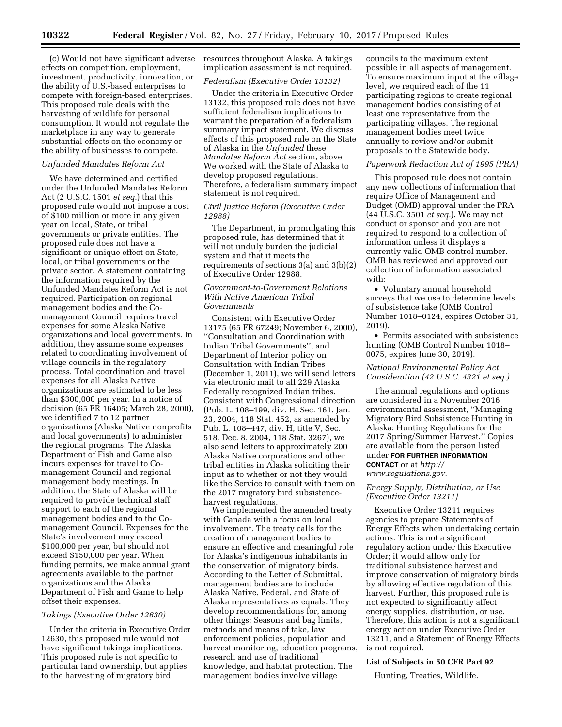(c) Would not have significant adverse effects on competition, employment, investment, productivity, innovation, or the ability of U.S.-based enterprises to compete with foreign-based enterprises. This proposed rule deals with the harvesting of wildlife for personal consumption. It would not regulate the marketplace in any way to generate substantial effects on the economy or the ability of businesses to compete.

*Unfunded Mandates Reform Act*

We have determined and certified under the Unfunded Mandates Reform Act (2 U.S.C. 1501 *et seq.*) that this proposed rule would not impose a cost of $100 million or more in any given year on local, State, or tribal governments or private entities. The proposed rule does not have a significant or unique effect on State, local, or tribal governments or the private sector. A statement containing the information required by the Unfunded Mandates Reform Act is not required. Participation on regional management bodies and the Co-management Council requires travel expenses for some Alaska Native organizations and local governments. In addition, they assume some expenses related to coordinating involvement of village councils in the regulatory process. Total coordination and travel expenses for all Alaska Native organizations are estimated to be less than $300,000 per year. In a notice of decision (65 FR 16405; March 28, 2000), we identified 7 to 12 partner organizations (Alaska Native nonprofits and local governments) to administer the regional programs. The Alaska Department of Fish and Game also incurs expenses for travel to Co-management Council and regional management body meetings. In addition, the State of Alaska will be required to provide technical staff support to each of the regional management bodies and to the Co-management Council. Expenses for the State's involvement may exceed $100,000 per year, but should not exceed $150,000 per year. When funding permits, we make annual grant agreements available to the partner organizations and the Alaska Department of Fish and Game to help offset their expenses.

*Takings (Executive Order 12630)*

Under the criteria in Executive Order 12630, this proposed rule would not have significant takings implications. This proposed rule is not specific to particular land ownership, but applies to the harvesting of migratory bird resources throughout Alaska. A takings implication assessment is not required.

*Federalism (Executive Order 13132)*

Under the criteria in Executive Order 13132, this proposed rule does not have sufficient federalism implications to warrant the preparation of a federalism summary impact statement. We discuss effects of this proposed rule on the State of Alaska in the *Unfunded* these *Mandates Reform Act* section, above. We worked with the State of Alaska to develop proposed regulations. Therefore, a federalism summary impact statement is not required.

*Civil Justice Reform (Executive Order 12988)*

The Department, in promulgating this proposed rule, has determined that it will not unduly burden the judicial system and that it meets the requirements of sections 3(a) and 3(b)(2) of Executive Order 12988.

*Government-to-Government Relations With Native American Tribal Governments*

Consistent with Executive Order 13175 (65 FR 67249; November 6, 2000), ''Consultation and Coordination with Indian Tribal Governments'', and Department of Interior policy on Consultation with Indian Tribes (December 1, 2011), we will send letters via electronic mail to all 229 Alaska Federally recognized Indian tribes. Consistent with Congressional direction (Pub. L. 108–199, div. H, Sec. 161, Jan. 23, 2004, 118 Stat. 452, as amended by Pub. L. 108–447, div. H, title V, Sec. 518, Dec. 8, 2004, 118 Stat. 3267), we also send letters to approximately 200 Alaska Native corporations and other tribal entities in Alaska soliciting their input as to whether or not they would like the Service to consult with them on the 2017 migratory bird subsistence-harvest regulations.

We implemented the amended treaty with Canada with a focus on local involvement. The treaty calls for the creation of management bodies to ensure an effective and meaningful role for Alaska's indigenous inhabitants in the conservation of migratory birds. According to the Letter of Submittal, management bodies are to include Alaska Native, Federal, and State of Alaska representatives as equals. They develop recommendations for, among other things: Seasons and bag limits, methods and means of take, law enforcement policies, population and harvest monitoring, education programs, research and use of traditional knowledge, and habitat protection. The management bodies involve village councils to the maximum extent possible in all aspects of management. To ensure maximum input at the village level, we required each of the 11 participating regions to create regional management bodies consisting of at least one representative from the participating villages. The regional management bodies meet twice annually to review and/or submit proposals to the Statewide body.

*Paperwork Reduction Act of 1995 (PRA)*

This proposed rule does not contain any new collections of information that require Office of Management and Budget (OMB) approval under the PRA (44 U.S.C. 3501 *et seq.*). We may not conduct or sponsor and you are not required to respond to a collection of information unless it displays a currently valid OMB control number. OMB has reviewed and approved our collection of information associated with:

- Voluntary annual household surveys that we use to determine levels of subsistence take (OMB Control Number 1018–0124, expires October 31, 2019).
- Permits associated with subsistence hunting (OMB Control Number 1018–0075, expires June 30, 2019).

*National Environmental Policy Act Consideration (42 U.S.C. 4321 et seq.)*

The annual regulations and options are considered in a November 2016 environmental assessment, ''Managing Migratory Bird Subsistence Hunting in Alaska: Hunting Regulations for the 2017 Spring/Summer Harvest.'' Copies are available from the person listed under **FOR FURTHER INFORMATION CONTACT** or at *http://www.regulations.gov.*

*Energy Supply, Distribution, or Use (Executive Order 13211)*

Executive Order 13211 requires agencies to prepare Statements of Energy Effects when undertaking certain actions. This is not a significant regulatory action under this Executive Order; it would allow only for traditional subsistence harvest and improve conservation of migratory birds by allowing effective regulation of this harvest. Further, this proposed rule is not expected to significantly affect energy supplies, distribution, or use. Therefore, this action is not a significant energy action under Executive Order 13211, and a Statement of Energy Effects is not required.

**List of Subjects in 50 CFR Part 92**

Hunting, Treaties, Wildlife.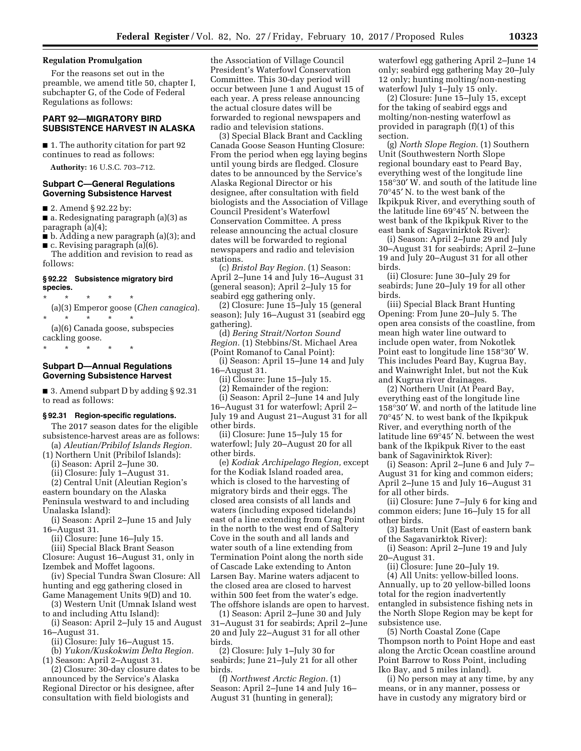### Regulation Promulgation

For the reasons set out in the preamble, we amend title 50, chapter I, subchapter G, of the Code of Federal Regulations as follows:

## PART 92—MIGRATORY BIRD SUBSISTENCE HARVEST IN ALASKA

■ 1. The authority citation for part 92 continues to read as follows:

**Authority:** 16 U.S.C. 703–712.

### Subpart C—General Regulations Governing Subsistence Harvest

■ 2. Amend § 92.22 by:

■ a. Redesignating paragraph (a)(3) as paragraph (a)(4);

■ b. Adding a new paragraph (a)(3); and

■ c. Revising paragraph (a)(6).

The addition and revision to read as follows:

#### § 92.22 Subsistence migratory bird species.

\* \* \* \* \*

(a)(3) Emperor goose (*Chen canagica*).

\* \* \* \* \*

(a)(6) Canada goose, subspecies cackling goose.

\* \* \* \* \*

### Subpart D—Annual Regulations Governing Subsistence Harvest

■ 3. Amend subpart D by adding § 92.31 to read as follows:

#### § 92.31 Region-specific regulations.

The 2017 season dates for the eligible subsistence-harvest areas are as follows:

(a) *Aleutian/Pribilof Islands Region.*

(1) Northern Unit (Pribilof Islands):

(i) Season: April 2–June 30.

(ii) Closure: July 1–August 31.

(2) Central Unit (Aleutian Region's eastern boundary on the Alaska Peninsula westward to and including Unalaska Island):

(i) Season: April 2–June 15 and July 16–August 31.

(ii) Closure: June 16–July 15.

(iii) Special Black Brant Season Closure: August 16–August 31, only in Izembek and Moffet lagoons.

(iv) Special Tundra Swan Closure: All hunting and egg gathering closed in Game Management Units 9(D) and 10.

(3) Western Unit (Umnak Island west to and including Attu Island):

(i) Season: April 2–July 15 and August 16–August 31.

(ii) Closure: July 16–August 15.

(b) *Yukon/Kuskokwim Delta Region.*

(1) Season: April 2–August 31.

(2) Closure: 30-day closure dates to be announced by the Service's Alaska Regional Director or his designee, after consultation with field biologists and the Association of Village Council President's Waterfowl Conservation Committee. This 30-day period will occur between June 1 and August 15 of each year. A press release announcing the actual closure dates will be forwarded to regional newspapers and radio and television stations.

(3) Special Black Brant and Cackling Canada Goose Season Hunting Closure: From the period when egg laying begins until young birds are fledged. Closure dates to be announced by the Service's Alaska Regional Director or his designee, after consultation with field biologists and the Association of Village Council President's Waterfowl Conservation Committee. A press release announcing the actual closure dates will be forwarded to regional newspapers and radio and television stations.

(c) *Bristol Bay Region.* (1) Season: April 2–June 14 and July 16–August 31 (general season); April 2–July 15 for seabird egg gathering only.

(2) Closure: June 15–July 15 (general season); July 16–August 31 (seabird egg gathering).

(d) *Bering Strait/Norton Sound Region.* (1) Stebbins/St. Michael Area (Point Romanof to Canal Point):

(i) Season: April 15–June 14 and July 16–August 31.

(ii) Closure: June 15–July 15.

(2) Remainder of the region:

(i) Season: April 2–June 14 and July 16–August 31 for waterfowl; April 2–July 19 and August 21–August 31 for all other birds.

(ii) Closure: June 15–July 15 for waterfowl; July 20–August 20 for all other birds.

(e) *Kodiak Archipelago Region,* except for the Kodiak Island roaded area, which is closed to the harvesting of migratory birds and their eggs. The closed area consists of all lands and waters (including exposed tidelands) east of a line extending from Crag Point in the north to the west end of Saltery Cove in the south and all lands and water south of a line extending from Termination Point along the north side of Cascade Lake extending to Anton Larsen Bay. Marine waters adjacent to the closed area are closed to harvest within 500 feet from the water's edge. The offshore islands are open to harvest.

(1) Season: April 2–June 30 and July 31–August 31 for seabirds; April 2–June 20 and July 22–August 31 for all other birds.

(2) Closure: July 1–July 30 for seabirds; June 21–July 21 for all other birds.

(f) *Northwest Arctic Region.* (1) Season: April 2–June 14 and July 16–August 31 (hunting in general); waterfowl egg gathering April 2–June 14 only; seabird egg gathering May 20–July 12 only; hunting molting/non-nesting waterfowl July 1–July 15 only.

(2) Closure: June 15–July 15, except for the taking of seabird eggs and molting/non-nesting waterfowl as provided in paragraph (f)(1) of this section.

(g) *North Slope Region.* (1) Southern Unit (Southwestern North Slope regional boundary east to Peard Bay, everything west of the longitude line 158°30′ W. and south of the latitude line 70°45′ N. to the west bank of the Ikpikpuk River, and everything south of the latitude line 69°45′ N. between the west bank of the Ikpikpuk River to the east bank of Sagavinirktok River):

(i) Season: April 2–June 29 and July 30–August 31 for seabirds; April 2–June 19 and July 20–August 31 for all other birds.

(ii) Closure: June 30–July 29 for seabirds; June 20–July 19 for all other birds.

(iii) Special Black Brant Hunting Opening: From June 20–July 5. The open area consists of the coastline, from mean high water line outward to include open water, from Nokotlek Point east to longitude line 158°30′ W. This includes Peard Bay, Kugrua Bay, and Wainwright Inlet, but not the Kuk and Kugrua river drainages.

(2) Northern Unit (At Peard Bay, everything east of the longitude line 158°30′ W. and north of the latitude line 70°45′ N. to west bank of the Ikpikpuk River, and everything north of the latitude line 69°45′ N. between the west bank of the Ikpikpuk River to the east bank of Sagavinirktok River):

(i) Season: April 2–June 6 and July 7–August 31 for king and common eiders; April 2–June 15 and July 16–August 31 for all other birds.

(ii) Closure: June 7–July 6 for king and common eiders; June 16–July 15 for all other birds.

(3) Eastern Unit (East of eastern bank of the Sagavanirktok River):

(i) Season: April 2–June 19 and July 20–August 31.

(ii) Closure: June 20–July 19.

(4) All Units: yellow-billed loons. Annually, up to 20 yellow-billed loons total for the region inadvertently entangled in subsistence fishing nets in the North Slope Region may be kept for subsistence use.

(5) North Coastal Zone (Cape Thompson north to Point Hope and east along the Arctic Ocean coastline around Point Barrow to Ross Point, including Iko Bay, and 5 miles inland).

(i) No person may at any time, by any means, or in any manner, possess or have in custody any migratory bird or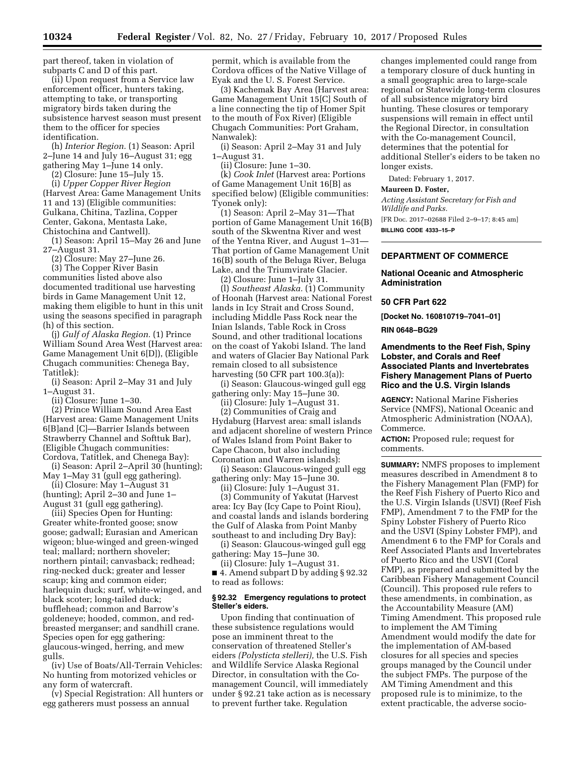part thereof, taken in violation of subparts C and D of this part.

(ii) Upon request from a Service law enforcement officer, hunters taking, attempting to take, or transporting migratory birds taken during the subsistence harvest season must present them to the officer for species identification.

(h) *Interior Region.* (1) Season: April 2–June 14 and July 16–August 31; egg gathering May 1–June 14 only.

(2) Closure: June 15–July 15.

(i) *Upper Copper River Region* (Harvest Area: Game Management Units 11 and 13) (Eligible communities: Gulkana, Chitina, Tazlina, Copper Center, Gakona, Mentasta Lake, Chistochina and Cantwell).

(1) Season: April 15–May 26 and June 27–August 31.

(2) Closure: May 27–June 26.

(3) The Copper River Basin communities listed above also documented traditional use harvesting birds in Game Management Unit 12, making them eligible to hunt in this unit using the seasons specified in paragraph (h) of this section.

(j) *Gulf of Alaska Region.* (1) Prince William Sound Area West (Harvest area: Game Management Unit 6[D]), (Eligible Chugach communities: Chenega Bay, Tatitlek):

(i) Season: April 2–May 31 and July 1–August 31.

(ii) Closure: June 1–30.

(2) Prince William Sound Area East (Harvest area: Game Management Units 6[B]and [C]—Barrier Islands between Strawberry Channel and Softtuk Bar), (Eligible Chugach communities: Cordova, Tatitlek, and Chenega Bay):

(i) Season: April 2–April 30 (hunting); May 1–May 31 (gull egg gathering).

(ii) Closure: May 1–August 31 (hunting); April 2–30 and June 1–August 31 (gull egg gathering).

(iii) Species Open for Hunting: Greater white-fronted goose; snow goose; gadwall; Eurasian and American wigeon; blue-winged and green-winged teal; mallard; northern shoveler; northern pintail; canvasback; redhead; ring-necked duck; greater and lesser scaup; king and common eider; harlequin duck; surf, white-winged, and black scoter; long-tailed duck; bufflehead; common and Barrow's goldeneye; hooded, common, and red-breasted merganser; and sandhill crane. Species open for egg gathering: glaucous-winged, herring, and mew gulls.

(iv) Use of Boats/All-Terrain Vehicles: No hunting from motorized vehicles or any form of watercraft.

(v) Special Registration: All hunters or egg gatherers must possess an annual permit, which is available from the Cordova offices of the Native Village of Eyak and the U. S. Forest Service.

(3) Kachemak Bay Area (Harvest area: Game Management Unit 15[C] South of a line connecting the tip of Homer Spit to the mouth of Fox River) (Eligible Chugach Communities: Port Graham, Nanwalek):

(i) Season: April 2–May 31 and July 1–August 31.

(ii) Closure: June 1–30.

(k) *Cook Inlet* (Harvest area: Portions of Game Management Unit 16[B] as specified below) (Eligible communities: Tyonek only):

(1) Season: April 2–May 31—That portion of Game Management Unit 16(B) south of the Skwentna River and west of the Yentna River, and August 1–31—That portion of Game Management Unit 16(B) south of the Beluga River, Beluga Lake, and the Triumvirate Glacier.

(2) Closure: June 1–July 31.

(l) *Southeast Alaska.* (1) Community of Hoonah (Harvest area: National Forest lands in Icy Strait and Cross Sound, including Middle Pass Rock near the Inian Islands, Table Rock in Cross Sound, and other traditional locations on the coast of Yakobi Island. The land and waters of Glacier Bay National Park remain closed to all subsistence harvesting (50 CFR part 100.3(a)):

(i) Season: Glaucous-winged gull egg gathering only: May 15–June 30.

(ii) Closure: July 1–August 31.

(2) Communities of Craig and Hydaburg (Harvest area: small islands and adjacent shoreline of western Prince of Wales Island from Point Baker to Cape Chacon, but also including Coronation and Warren islands):

(i) Season: Glaucous-winged gull egg gathering only: May 15–June 30.

(ii) Closure: July 1–August 31.

(3) Community of Yakutat (Harvest area: Icy Bay (Icy Cape to Point Riou), and coastal lands and islands bordering the Gulf of Alaska from Point Manby southeast to and including Dry Bay):

(i) Season: Glaucous-winged gull egg gathering: May 15–June 30.

(ii) Closure: July 1–August 31.

■ 4. Amend subpart D by adding § 92.32 to read as follows:

**§ 92.32 Emergency regulations to protect Steller's eiders.**

Upon finding that continuation of these subsistence regulations would pose an imminent threat to the conservation of threatened Steller's eiders *(Polysticta stelleri),* the U.S. Fish and Wildlife Service Alaska Regional Director, in consultation with the Co-management Council, will immediately under § 92.21 take action as is necessary to prevent further take. Regulation changes implemented could range from a temporary closure of duck hunting in a small geographic area to large-scale regional or Statewide long-term closures of all subsistence migratory bird hunting. These closures or temporary suspensions will remain in effect until the Regional Director, in consultation with the Co-management Council, determines that the potential for additional Steller's eiders to be taken no longer exists.

Dated: February 1, 2017.

**Maureen D. Foster,**

*Acting Assistant Secretary for Fish and Wildlife and Parks.*

[FR Doc. 2017–02688 Filed 2–9–17; 8:45 am]

**BILLING CODE 4333–15–P**

---

## DEPARTMENT OF COMMERCE

### National Oceanic and Atmospheric Administration

### 50 CFR Part 622

**[Docket No. 160810719–7041–01]**

**RIN 0648–BG29**

### Amendments to the Reef Fish, Spiny Lobster, and Corals and Reef Associated Plants and Invertebrates Fishery Management Plans of Puerto Rico and the U.S. Virgin Islands

**AGENCY:** National Marine Fisheries Service (NMFS), National Oceanic and Atmospheric Administration (NOAA), Commerce.

**ACTION:** Proposed rule; request for comments.

**SUMMARY:** NMFS proposes to implement measures described in Amendment 8 to the Fishery Management Plan (FMP) for the Reef Fish Fishery of Puerto Rico and the U.S. Virgin Islands (USVI) (Reef Fish FMP), Amendment 7 to the FMP for the Spiny Lobster Fishery of Puerto Rico and the USVI (Spiny Lobster FMP), and Amendment 6 to the FMP for Corals and Reef Associated Plants and Invertebrates of Puerto Rico and the USVI (Coral FMP), as prepared and submitted by the Caribbean Fishery Management Council (Council). This proposed rule refers to these amendments, in combination, as the Accountability Measure (AM) Timing Amendment. This proposed rule to implement the AM Timing Amendment would modify the date for the implementation of AM-based closures for all species and species groups managed by the Council under the subject FMPs. The purpose of the AM Timing Amendment and this proposed rule is to minimize, to the extent practicable, the adverse socio-